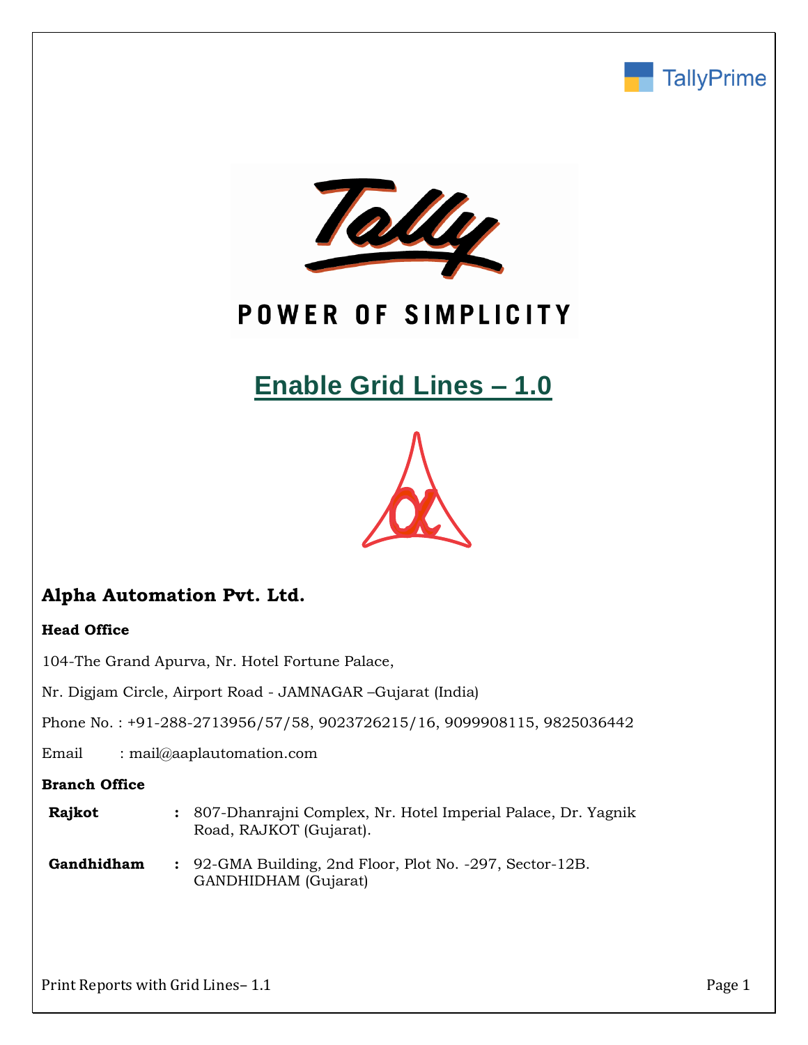TallyPrime

POWER OF SIMPLICITY

# Enable Grid Lines – 1.0

## Alpha Automation Pvt. Ltd.

**Head Office**

104-The Grand Apurva, Nr. Hotel Fortune Palace,

Nr. Digjam Circle, Airport Road - JAMNAGAR –Gujarat (India)

Phone No. : +91-288-2713956/57/58, 9023726215/16, 9099908115, 9825036442

Email : mail@aaplautomation.com

**Branch Office**

| | | |
|---|---|---|
| **Rajkot** | : | 807-Dhanrajni Complex, Nr. Hotel Imperial Palace, Dr. Yagnik Road, RAJKOT (Gujarat). |
| **Gandhidham** | : | 92-GMA Building, 2nd Floor, Plot No. -297, Sector-12B. GANDHIDHAM (Gujarat) |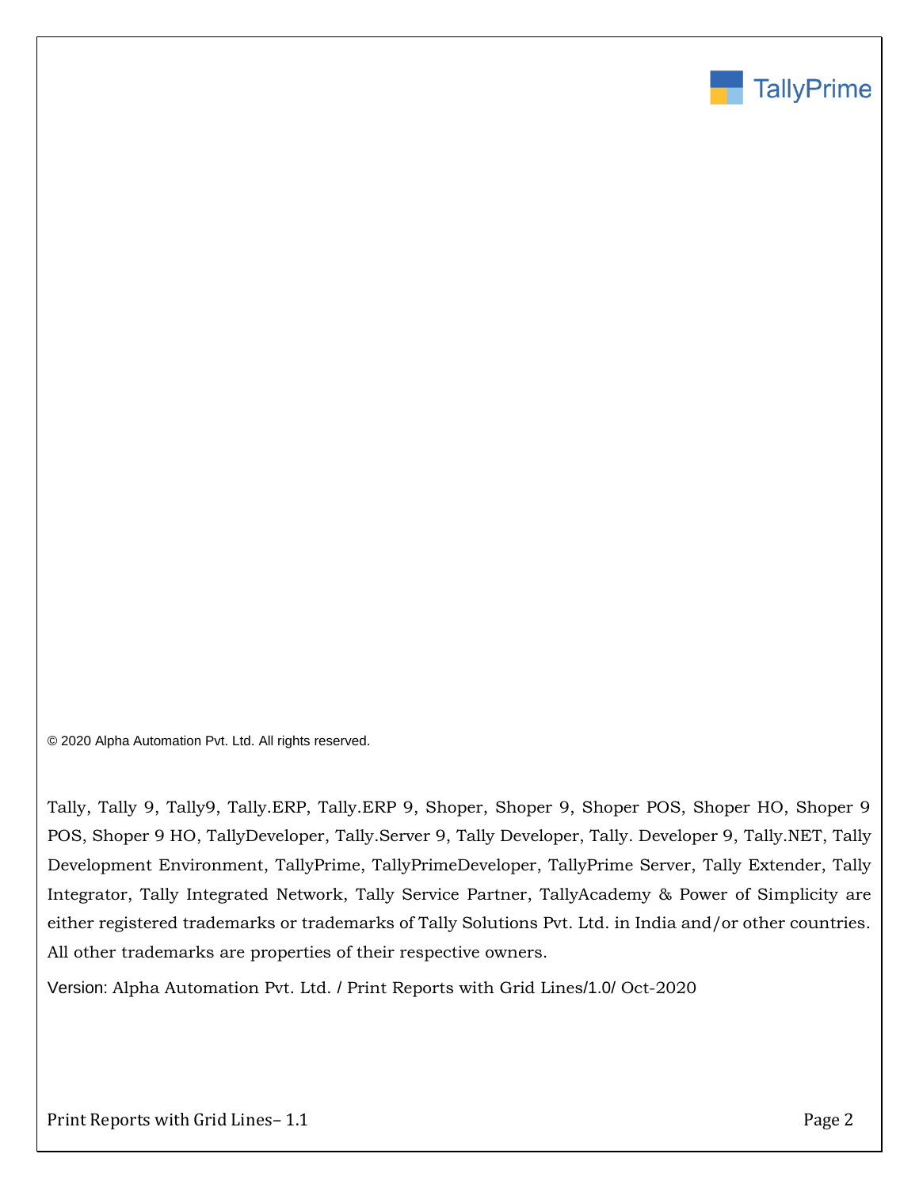© 2020 Alpha Automation Pvt. Ltd. All rights reserved.

Tally, Tally 9, Tally9, Tally.ERP, Tally.ERP 9, Shoper, Shoper 9, Shoper POS, Shoper HO, Shoper 9 POS, Shoper 9 HO, TallyDeveloper, Tally.Server 9, Tally Developer, Tally. Developer 9, Tally.NET, Tally Development Environment, TallyPrime, TallyPrimeDeveloper, TallyPrime Server, Tally Extender, Tally Integrator, Tally Integrated Network, Tally Service Partner, TallyAcademy & Power of Simplicity are either registered trademarks or trademarks of Tally Solutions Pvt. Ltd. in India and/or other countries. All other trademarks are properties of their respective owners.

Version: Alpha Automation Pvt. Ltd. / Print Reports with Grid Lines/1.0/ Oct-2020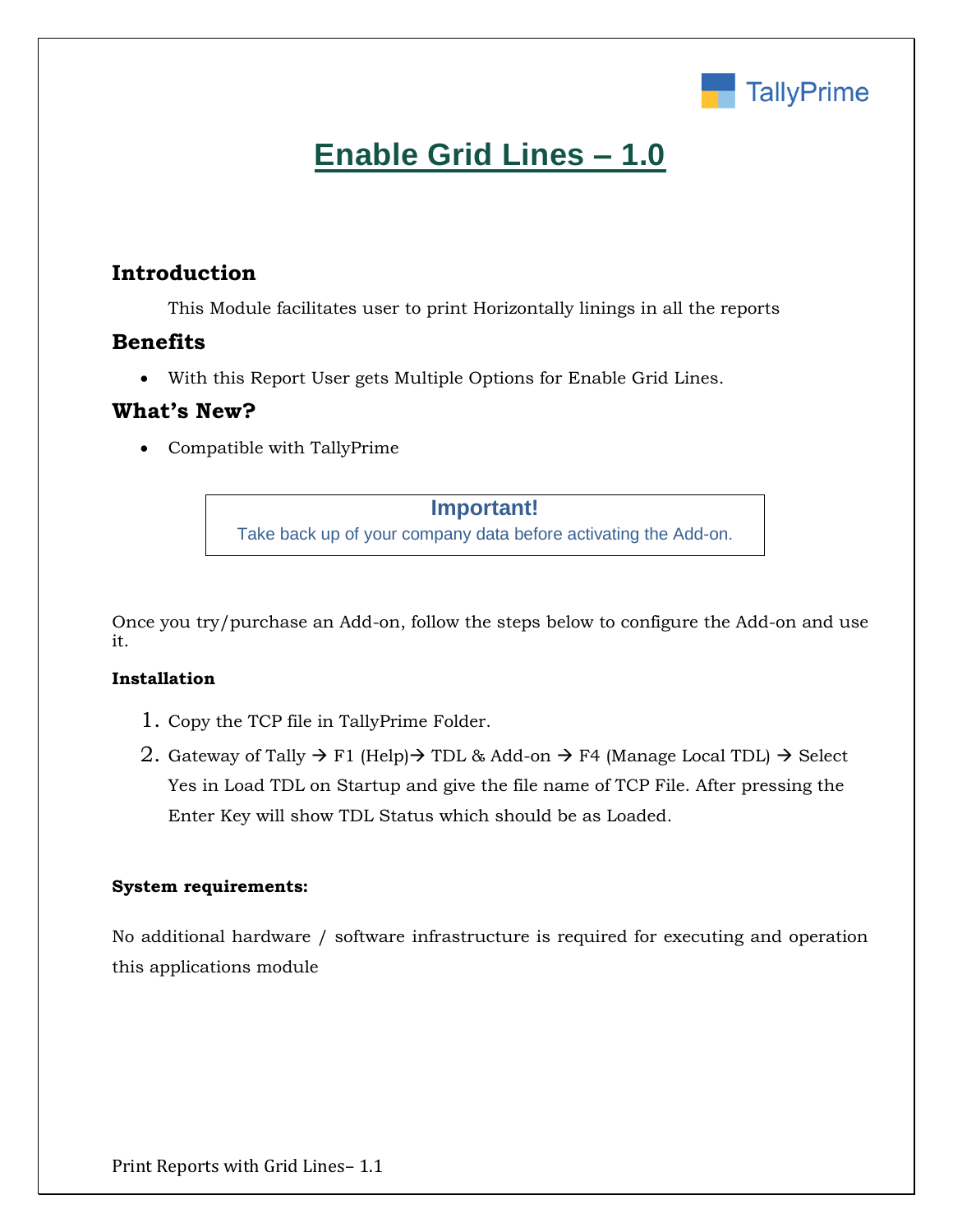# Enable Grid Lines – 1.0

## Introduction

This Module facilitates user to print Horizontally linings in all the reports

## Benefits

- With this Report User gets Multiple Options for Enable Grid Lines.

## What's New?

- Compatible with TallyPrime

> **Important!**
> Take back up of your company data before activating the Add-on.

Once you try/purchase an Add-on, follow the steps below to configure the Add-on and use it.

**Installation**

1. Copy the TCP file in TallyPrime Folder.
2. Gateway of Tally → F1 (Help)→ TDL & Add-on → F4 (Manage Local TDL) → Select Yes in Load TDL on Startup and give the file name of TCP File. After pressing the Enter Key will show TDL Status which should be as Loaded.

**System requirements:**

No additional hardware / software infrastructure is required for executing and operation this applications module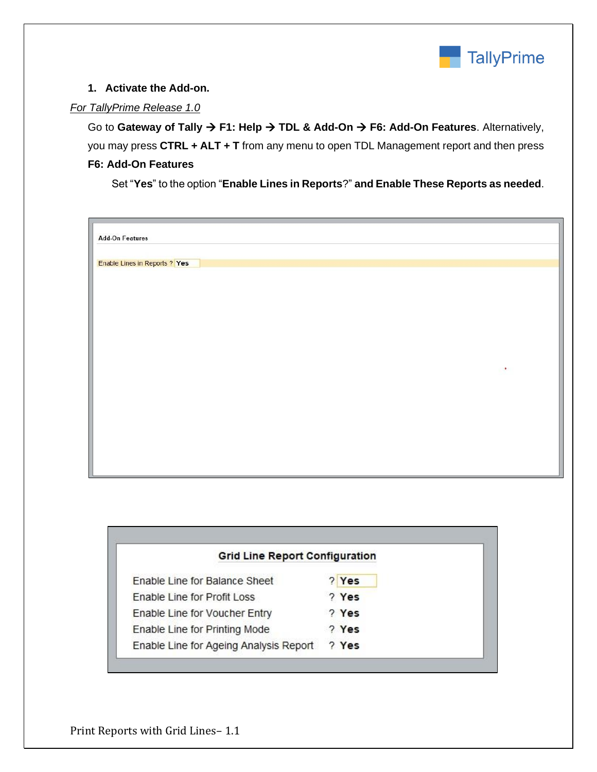1. **Activate the Add-on.**

*For TallyPrime Release 1.0*

Go to **Gateway of Tally → F1: Help → TDL & Add-On → F6: Add-On Features**. Alternatively, you may press **CTRL + ALT + T** from any menu to open TDL Management report and then press **F6: Add-On Features**

Set "**Yes**" to the option "**Enable Lines in Reports**?" **and Enable These Reports as needed**.

Add-On Features

Enable Lines in Reports ? Yes

**Grid Line Report Configuration**

| | |
|---|---|
| Enable Line for Balance Sheet | ? **Yes** |
| Enable Line for Profit Loss | ? **Yes** |
| Enable Line for Voucher Entry | ? **Yes** |
| Enable Line for Printing Mode | ? **Yes** |
| Enable Line for Ageing Analysis Report | ? **Yes** |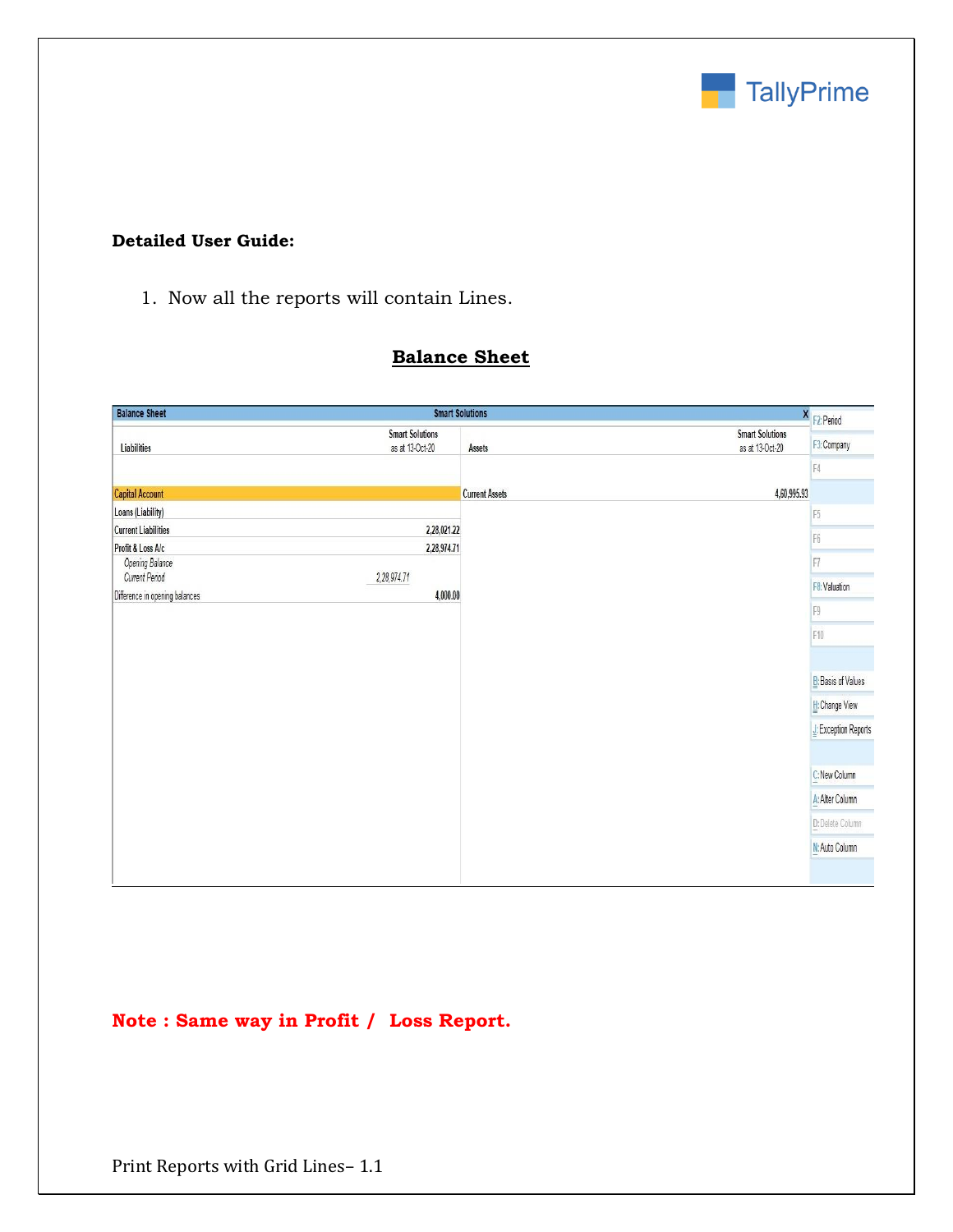**Detailed User Guide:**

1. Now all the reports will contain Lines.

**Balance Sheet**

| Balance Sheet | | Smart Solutions | |
|---|---|---|---|
| Liabilities | Smart Solutions as at 13-Oct-20 | Assets | Smart Solutions as at 13-Oct-20 |
| Capital Account | | Current Assets | 4,60,995.93 |
| Loans (Liability) | | | |
| Current Liabilities | 2,28,021.22 | | |
| Profit & Loss A/c | 2,28,974.71 | | |
| *Opening Balance* | | | |
| *Current Period* 2,28,974.71 | | | |
| Difference in opening balances | 4,000.00 | | |

F2:Period
F3:Company
F4
F5
F6
F7
F8:Valuation
F9
F10
B:Basis of Values
H:Change View
J:Exception Reports
C:New Column
A:Alter Column
D:Delete Column
N:Auto Column

**Note : Same way in Profit / Loss Report.**

Print Reports with Grid Lines– 1.1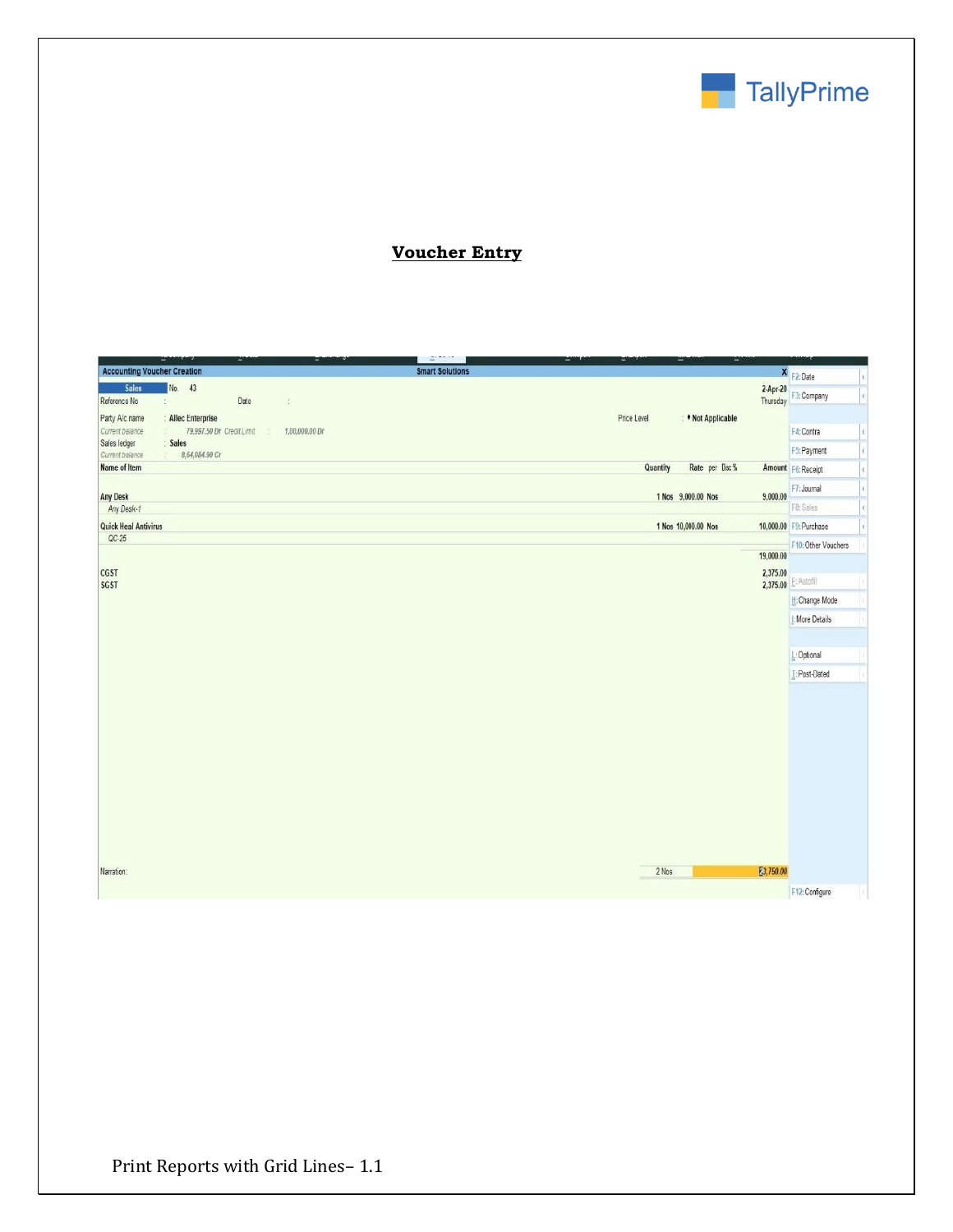# Voucher Entry

Accounting Voucher Creation — Smart Solutions

Sales No. 43 — 2-Apr-20, Thursday

Reference No :  Date :

Party A/c name : Allec Enterprise — Price Level : ♦ Not Applicable

Current balance : 79,997.50 Dr  Credit Limit : 1,00,000.00 Dr

Sales ledger : Sales

Current balance : 8,64,084.90 Cr

| Name of Item | Quantity | Rate | per | Disc % | Amount |
|---|---|---|---|---|---|
| Any Desk | 1 Nos | 9,000.00 | Nos | | 9,000.00 |
| *Any Desk-1* | | | | | |
| Quick Heal Antivirus | 1 Nos | 10,000.00 | Nos | | 10,000.00 |
| QC-25 | | | | | |
| | | | | | 19,000.00 |
| CGST | | | | | 2,375.00 |
| SGST | | | | | 2,375.00 |

Narration: — 2 Nos — 23,750.00

F2: Date | F3: Company | F4: Contra | F5: Payment | F6: Receipt | F7: Journal | F8: Sales | F9: Purchase | F10: Other Vouchers | E: Autofill | H: Change Mode | I: More Details | L: Optional | T: Post-Dated | F12: Configure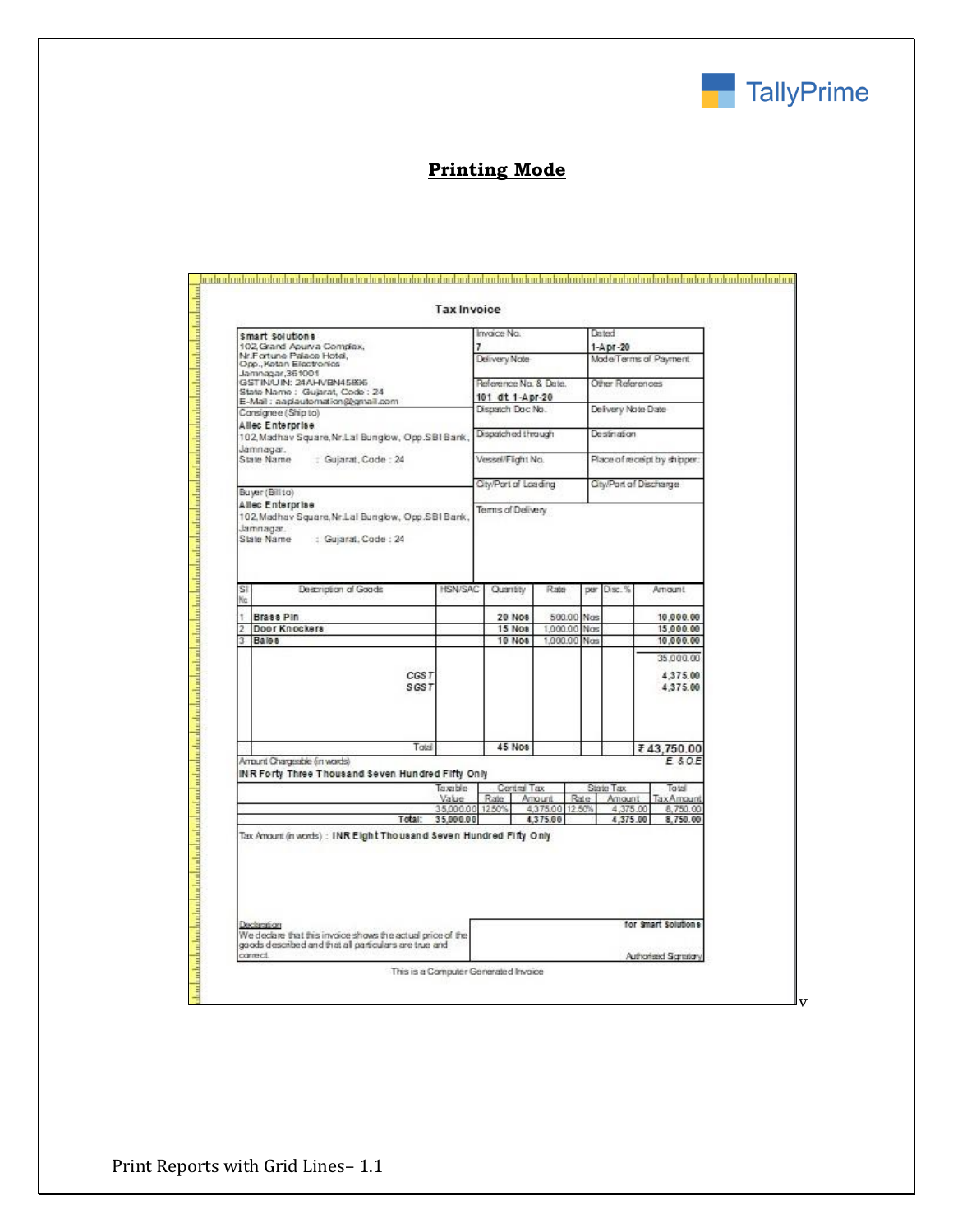## Printing Mode

### Tax Invoice

| | | |
|---|---|---|
| **Smart Solutions**<br>102,Grand Apurva Complex,<br>Nr.Fortune Palace Hotel,<br>Opp.,Ketan Electronics<br>Jamnagar,361001<br>GSTIN/UIN: 24AHVBN45896<br>State Name : Gujarat, Code : 24<br>E-Mail : aaplautomation@gmail.com | Invoice No.<br>**7** | Dated<br>**1-Apr-20** |
| | Delivery Note | Mode/Terms of Payment |
| | Reference No. & Date.<br>**101 dt 1-Apr-20** | Other References |
| Consignee (Ship to)<br>**Allec Enterprise**<br>102,Madhav Square,Nr.Lal Bunglow, Opp.SBI Bank,<br>Jamnagar.<br>State Name : Gujarat, Code : 24 | Dispatch Doc No. | Delivery Note Date |
| | Dispatched through | Destination |
| | Vessel/Flight No. | Place of receipt by shipper: |
| | City/Port of Loading | City/Port of Discharge |
| Buyer (Bill to)<br>**Allec Enterprise**<br>102,Madhav Square,Nr.Lal Bunglow, Opp.SBI Bank,<br>Jamnagar.<br>State Name : Gujarat, Code : 24 | Terms of Delivery | |

| Sl No. | Description of Goods | HSN/SAC | Quantity | Rate | per | Disc. % | Amount |
|---|---|---|---|---|---|---|---|
| 1 | **Brass Pin** | | **20 Nos** | 500.00 | Nos | | **10,000.00** |
| 2 | **Door Knockers** | | **15 Nos** | 1,000.00 | Nos | | **15,000.00** |
| 3 | **Bales** | | **10 Nos** | 1,000.00 | Nos | | **10,000.00** |
| | | | | | | | 35,000.00 |
| | ***CGST*** | | | | | | **4,375.00** |
| | ***SGST*** | | | | | | **4,375.00** |
| | Total | | **45 Nos** | | | | **₹ 43,750.00** |

Amount Chargeable (in words) — *E. & O.E*

**INR Forty Three Thousand Seven Hundred Fifty Only**

| Taxable Value | Central Tax | | State Tax | | Total |
|---|---|---|---|---|---|
| | Rate | Amount | Rate | Amount | Tax Amount |
| 35,000.00 | 12.50% | 4,375.00 | 12.50% | 4,375.00 | 8,750.00 |
| **Total: 35,000.00** | | **4,375.00** | | **4,375.00** | **8,750.00** |

Tax Amount (in words) : **INR Eight Thousand Seven Hundred Fifty Only**

Declaration
We declare that this invoice shows the actual price of the goods described and that all particulars are true and correct.

**for Smart Solutions**

Authorised Signatory

This is a Computer Generated Invoice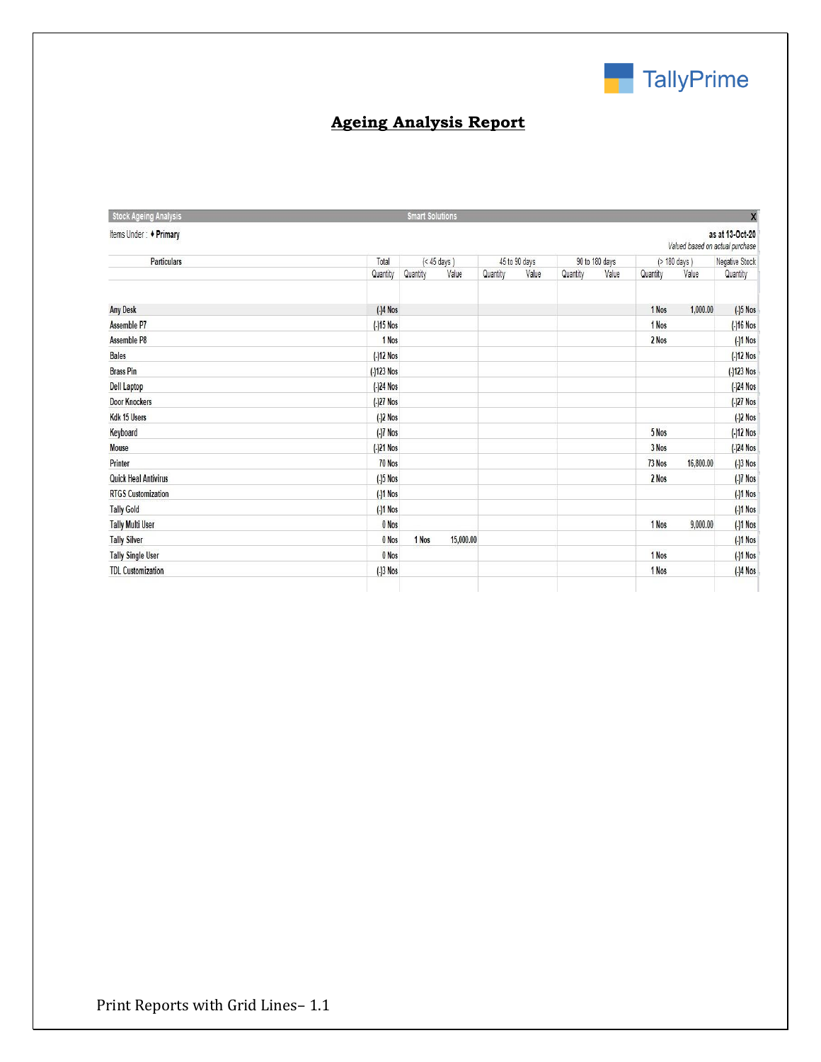TallyPrime

## Ageing Analysis Report

Stock Ageing Analysis — Smart Solutions

Items Under : ♦ Primary

as at 13-Oct-20
*Valued based on actual purchase*

| Particulars | Total | (< 45 days) | | 45 to 90 days | | 90 to 180 days | | (> 180 days) | | Negative Stock |
|---|---|---|---|---|---|---|---|---|---|---|
| | Quantity | Quantity | Value | Quantity | Value | Quantity | Value | Quantity | Value | Quantity |
| Any Desk | (-)4 Nos | | | | | | | 1 Nos | 1,000.00 | (-)5 Nos |
| Assemble P7 | (-)15 Nos | | | | | | | 1 Nos | | (-)16 Nos |
| Assemble P8 | 1 Nos | | | | | | | 2 Nos | | (-)1 Nos |
| Bales | (-)12 Nos | | | | | | | | | (-)12 Nos |
| Brass Pin | (-)123 Nos | | | | | | | | | (-)123 Nos |
| Dell Laptop | (-)24 Nos | | | | | | | | | (-)24 Nos |
| Door Knockers | (-)27 Nos | | | | | | | | | (-)27 Nos |
| Kdk 15 Users | (-)2 Nos | | | | | | | | | (-)2 Nos |
| Keyboard | (-)7 Nos | | | | | | | 5 Nos | | (-)12 Nos |
| Mouse | (-)21 Nos | | | | | | | 3 Nos | | (-)24 Nos |
| Printer | 70 Nos | | | | | | | 73 Nos | 16,800.00 | (-)3 Nos |
| Quick Heal Antivirus | (-)5 Nos | | | | | | | 2 Nos | | (-)7 Nos |
| RTGS Customization | (-)1 Nos | | | | | | | | | (-)1 Nos |
| Tally Gold | (-)1 Nos | | | | | | | | | (-)1 Nos |
| Tally Multi User | 0 Nos | | | | | | | 1 Nos | 9,000.00 | (-)1 Nos |
| Tally Silver | 0 Nos | 1 Nos | 15,000.00 | | | | | | | (-)1 Nos |
| Tally Single User | 0 Nos | | | | | | | 1 Nos | | (-)1 Nos |
| TDL Customization | (-)3 Nos | | | | | | | 1 Nos | | (-)4 Nos |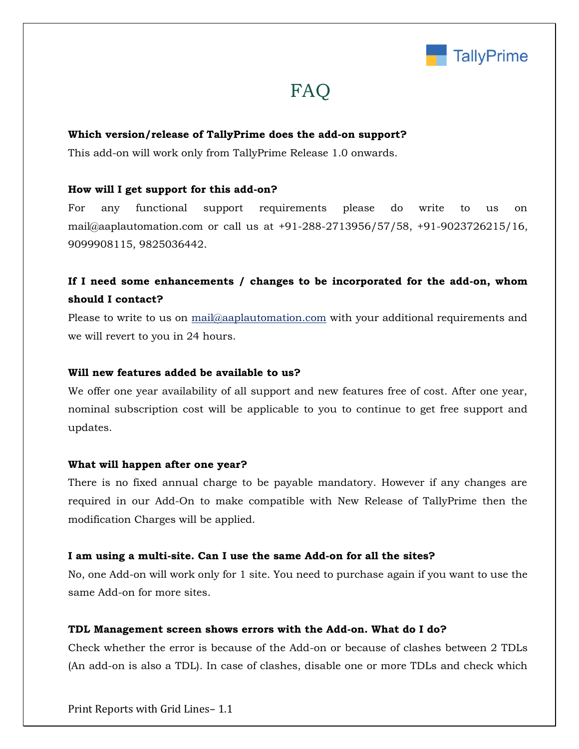# FAQ

**Which version/release of TallyPrime does the add-on support?**

This add-on will work only from TallyPrime Release 1.0 onwards.

**How will I get support for this add-on?**

For any functional support requirements please do write to us on mail@aaplautomation.com or call us at +91-288-2713956/57/58, +91-9023726215/16, 9099908115, 9825036442.

**If I need some enhancements / changes to be incorporated for the add-on, whom should I contact?**

Please to write to us on mail@aaplautomation.com with your additional requirements and we will revert to you in 24 hours.

**Will new features added be available to us?**

We offer one year availability of all support and new features free of cost. After one year, nominal subscription cost will be applicable to you to continue to get free support and updates.

**What will happen after one year?**

There is no fixed annual charge to be payable mandatory. However if any changes are required in our Add-On to make compatible with New Release of TallyPrime then the modification Charges will be applied.

**I am using a multi-site. Can I use the same Add-on for all the sites?**

No, one Add-on will work only for 1 site. You need to purchase again if you want to use the same Add-on for more sites.

**TDL Management screen shows errors with the Add-on. What do I do?**

Check whether the error is because of the Add-on or because of clashes between 2 TDLs (An add-on is also a TDL). In case of clashes, disable one or more TDLs and check which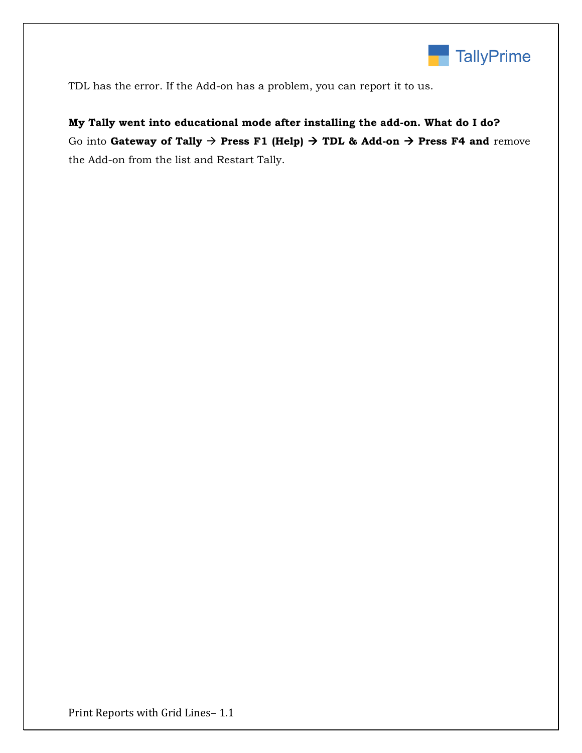TDL has the error. If the Add-on has a problem, you can report it to us.

**My Tally went into educational mode after installing the add-on. What do I do?**

Go into **Gateway of Tally → Press F1 (Help) → TDL & Add-on → Press F4 and** remove the Add-on from the list and Restart Tally.